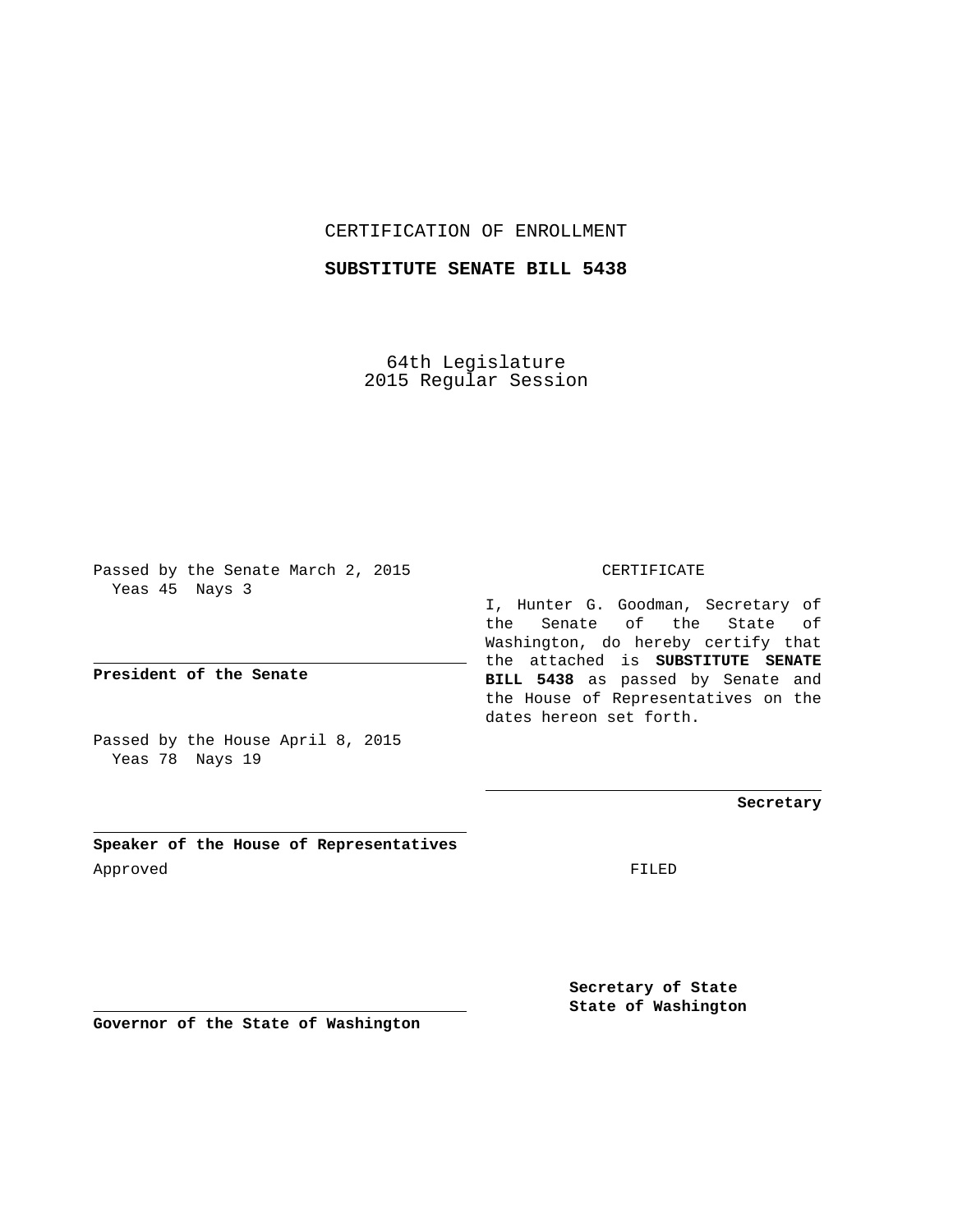# CERTIFICATION OF ENROLLMENT

## SUBSTITUTE SENATE BILL 5438

64th Legislature
2015 Regular Session

Passed by the Senate March 2, 2015
Yeas 45 Nays 3

**President of the Senate**

Passed by the House April 8, 2015
Yeas 78 Nays 19

**Speaker of the House of Representatives**

Approved

**Governor of the State of Washington**

CERTIFICATE

I, Hunter G. Goodman, Secretary of the Senate of the State of Washington, do hereby certify that the attached is **SUBSTITUTE SENATE BILL 5438** as passed by Senate and the House of Representatives on the dates hereon set forth.

**Secretary**

FILED

**Secretary of State**
**State of Washington**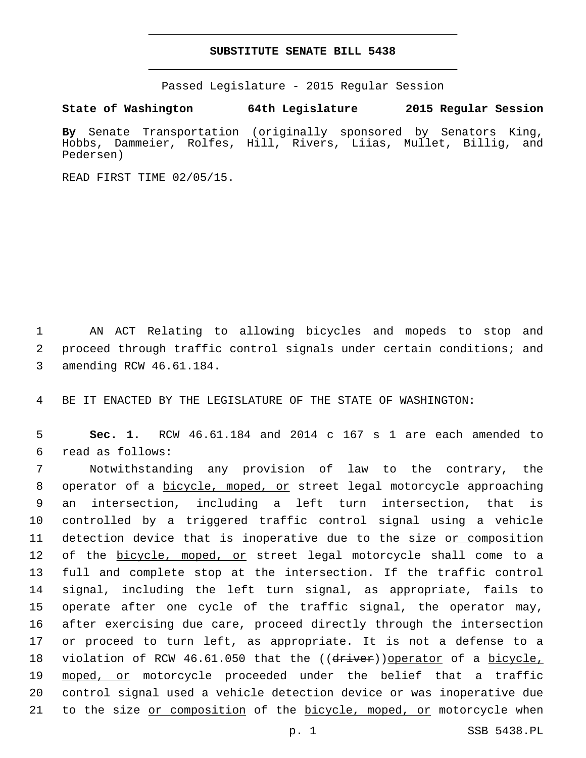# SUBSTITUTE SENATE BILL 5438

Passed Legislature - 2015 Regular Session

**State of Washington 64th Legislature 2015 Regular Session**

**By** Senate Transportation (originally sponsored by Senators King, Hobbs, Dammeier, Rolfes, Hill, Rivers, Liias, Mullet, Billig, and Pedersen)

READ FIRST TIME 02/05/15.

1 AN ACT Relating to allowing bicycles and mopeds to stop and 2 proceed through traffic control signals under certain conditions; and 3 amending RCW 46.61.184.

4 BE IT ENACTED BY THE LEGISLATURE OF THE STATE OF WASHINGTON:

5 **Sec. 1.** RCW 46.61.184 and 2014 c 167 s 1 are each amended to 6 read as follows:

7 Notwithstanding any provision of law to the contrary, the 8 operator of a <u>bicycle, moped, or</u> street legal motorcycle approaching 9 an intersection, including a left turn intersection, that is 10 controlled by a triggered traffic control signal using a vehicle 11 detection device that is inoperative due to the size <u>or composition</u> 12 of the <u>bicycle, moped, or</u> street legal motorcycle shall come to a 13 full and complete stop at the intersection. If the traffic control 14 signal, including the left turn signal, as appropriate, fails to 15 operate after one cycle of the traffic signal, the operator may, 16 after exercising due care, proceed directly through the intersection 17 or proceed to turn left, as appropriate. It is not a defense to a 18 violation of RCW 46.61.050 that the ((~~driver~~))<u>operator</u> of a <u>bicycle,</u> 19 <u>moped, or</u> motorcycle proceeded under the belief that a traffic 20 control signal used a vehicle detection device or was inoperative due 21 to the size <u>or composition</u> of the <u>bicycle, moped, or</u> motorcycle when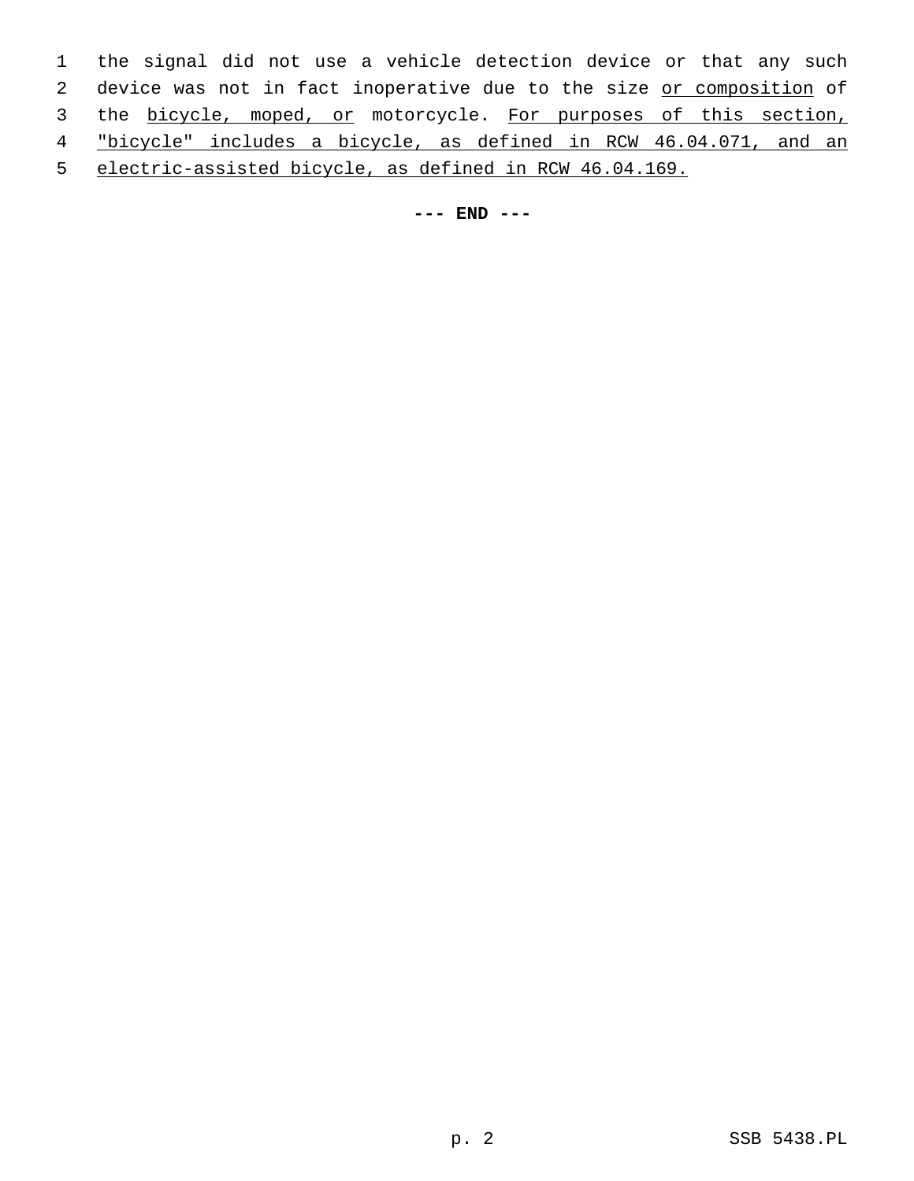the signal did not use a vehicle detection device or that any such device was not in fact inoperative due to the size <u>or composition</u> of the <u>bicycle, moped, or</u> motorcycle. <u>For purposes of this section, "bicycle" includes a bicycle, as defined in RCW 46.04.071, and an electric-assisted bicycle, as defined in RCW 46.04.169.</u>

**--- END ---**